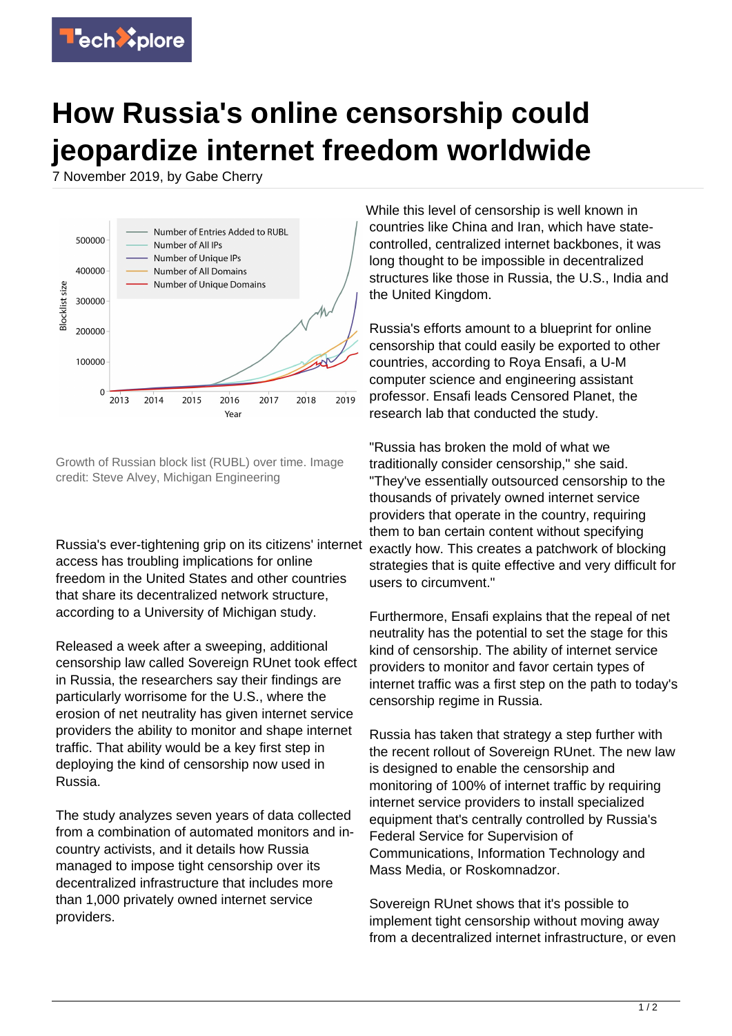# How Russia's online censorship could jeopardize internet freedom worldwide

7 November 2019, by Gabe Cherry

Growth of Russian block list (RUBL) over time. Image credit: Steve Alvey, Michigan Engineering

Russia's ever-tightening grip on its citizens' internet access has troubling implications for online freedom in the United States and other countries that share its decentralized network structure, according to a University of Michigan study.

Released a week after a sweeping, additional censorship law called Sovereign RUnet took effect in Russia, the researchers say their findings are particularly worrisome for the U.S., where the erosion of net neutrality has given internet service providers the ability to monitor and shape internet traffic. That ability would be a key first step in deploying the kind of censorship now used in Russia.

The study analyzes seven years of data collected from a combination of automated monitors and in-country activists, and it details how Russia managed to impose tight censorship over its decentralized infrastructure that includes more than 1,000 privately owned internet service providers.

While this level of censorship is well known in countries like China and Iran, which have state-controlled, centralized internet backbones, it was long thought to be impossible in decentralized structures like those in Russia, the U.S., India and the United Kingdom.

Russia's efforts amount to a blueprint for online censorship that could easily be exported to other countries, according to Roya Ensafi, a U-M computer science and engineering assistant professor. Ensafi leads Censored Planet, the research lab that conducted the study.

"Russia has broken the mold of what we traditionally consider censorship," she said. "They've essentially outsourced censorship to the thousands of privately owned internet service providers that operate in the country, requiring them to ban certain content without specifying exactly how. This creates a patchwork of blocking strategies that is quite effective and very difficult for users to circumvent."

Furthermore, Ensafi explains that the repeal of net neutrality has the potential to set the stage for this kind of censorship. The ability of internet service providers to monitor and favor certain types of internet traffic was a first step on the path to today's censorship regime in Russia.

Russia has taken that strategy a step further with the recent rollout of Sovereign RUnet. The new law is designed to enable the censorship and monitoring of 100% of internet traffic by requiring internet service providers to install specialized equipment that's centrally controlled by Russia's Federal Service for Supervision of Communications, Information Technology and Mass Media, or Roskomnadzor.

Sovereign RUnet shows that it's possible to implement tight censorship without moving away from a decentralized internet infrastructure, or even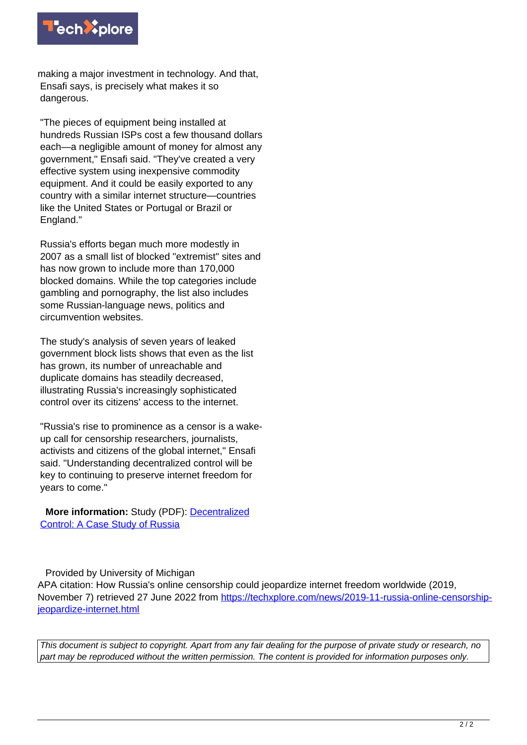making a major investment in technology. And that, Ensafi says, is precisely what makes it so dangerous.

"The pieces of equipment being installed at hundreds Russian ISPs cost a few thousand dollars each—a negligible amount of money for almost any government," Ensafi said. "They've created a very effective system using inexpensive commodity equipment. And it could be easily exported to any country with a similar internet structure—countries like the United States or Portugal or Brazil or England."

Russia's efforts began much more modestly in 2007 as a small list of blocked "extremist" sites and has now grown to include more than 170,000 blocked domains. While the top categories include gambling and pornography, the list also includes some Russian-language news, politics and circumvention websites.

The study's analysis of seven years of leaked government block lists shows that even as the list has grown, its number of unreachable and duplicate domains has steadily decreased, illustrating Russia's increasingly sophisticated control over its citizens' access to the internet.

"Russia's rise to prominence as a censor is a wake-up call for censorship researchers, journalists, activists and citizens of the global internet," Ensafi said. "Understanding decentralized control will be key to continuing to preserve internet freedom for years to come."

**More information:** Study (PDF): [Decentralized Control: A Case Study of Russia]

Provided by University of Michigan

APA citation: How Russia's online censorship could jeopardize internet freedom worldwide (2019, November 7) retrieved 27 June 2022 from https://techxplore.com/news/2019-11-russia-online-censorship-jeopardize-internet.html

*This document is subject to copyright. Apart from any fair dealing for the purpose of private study or research, no part may be reproduced without the written permission. The content is provided for information purposes only.*